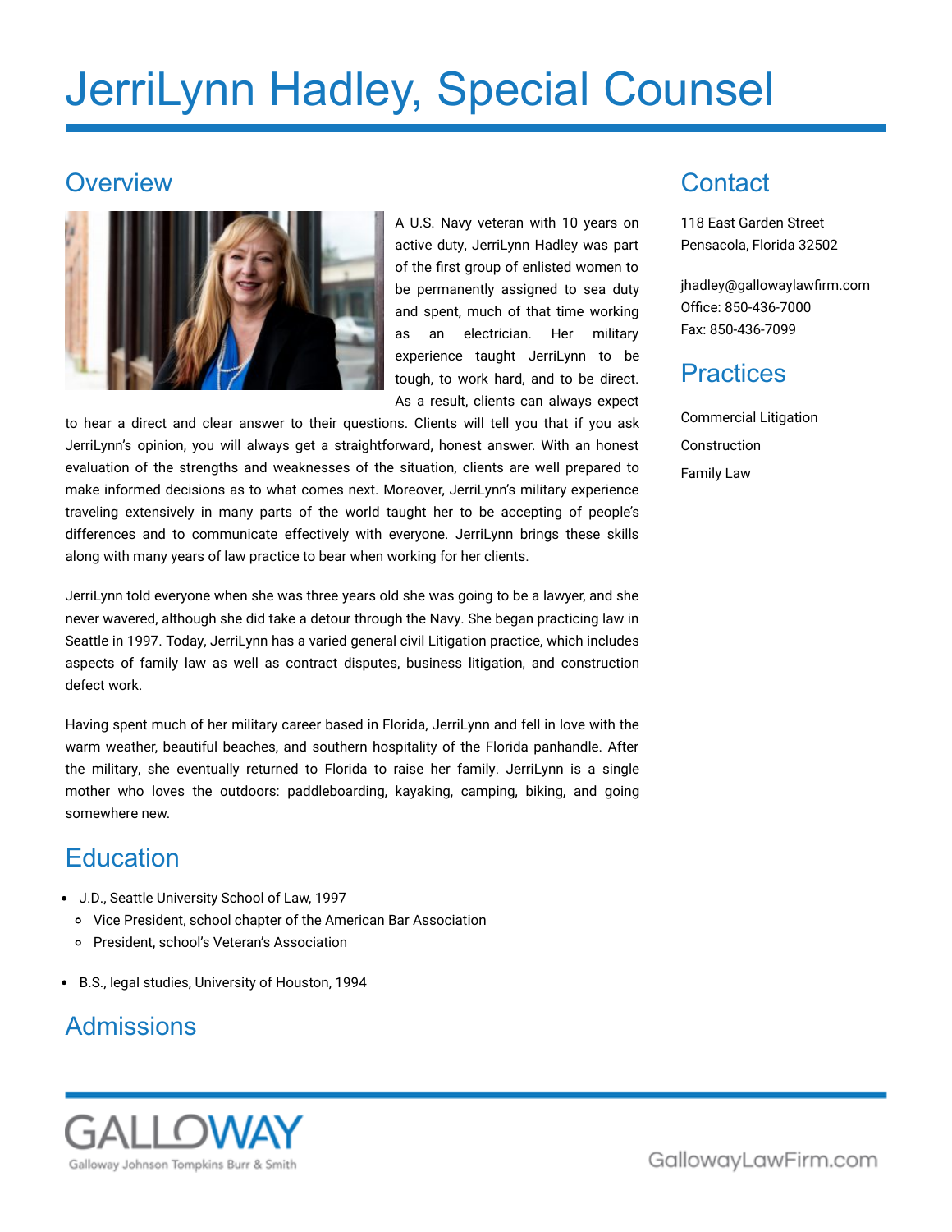# JerriLynn Hadley, Special Counsel

## Overview

A U.S. Navy veteran with 10 years on active duty, JerriLynn Hadley was part of the first group of enlisted women to be permanently assigned to sea duty and spent, much of that time working as an electrician. Her military experience taught JerriLynn to be tough, to work hard, and to be direct. As a result, clients can always expect to hear a direct and clear answer to their questions. Clients will tell you that if you ask JerriLynn's opinion, you will always get a straightforward, honest answer. With an honest evaluation of the strengths and weaknesses of the situation, clients are well prepared to make informed decisions as to what comes next. Moreover, JerriLynn's military experience traveling extensively in many parts of the world taught her to be accepting of people's differences and to communicate effectively with everyone. JerriLynn brings these skills along with many years of law practice to bear when working for her clients.

JerriLynn told everyone when she was three years old she was going to be a lawyer, and she never wavered, although she did take a detour through the Navy. She began practicing law in Seattle in 1997. Today, JerriLynn has a varied general civil Litigation practice, which includes aspects of family law as well as contract disputes, business litigation, and construction defect work.

Having spent much of her military career based in Florida, JerriLynn and fell in love with the warm weather, beautiful beaches, and southern hospitality of the Florida panhandle. After the military, she eventually returned to Florida to raise her family. JerriLynn is a single mother who loves the outdoors: paddleboarding, kayaking, camping, biking, and going somewhere new.

## Contact

118 East Garden Street
Pensacola, Florida 32502

jhadley@gallowaylawfirm.com
Office: 850-436-7000
Fax: 850-436-7099

## Practices

Commercial Litigation

Construction

Family Law

## Education

- J.D., Seattle University School of Law, 1997
  - Vice President, school chapter of the American Bar Association
  - President, school's Veteran's Association
- B.S., legal studies, University of Houston, 1994

## Admissions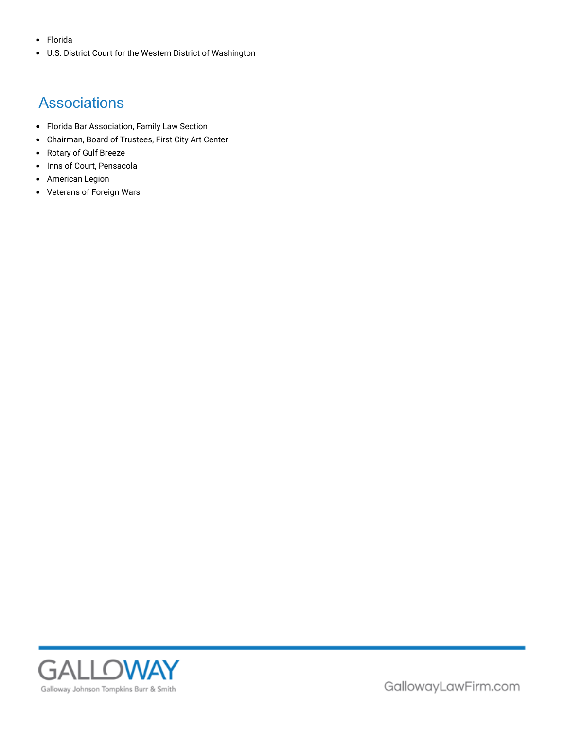- Florida
- U.S. District Court for the Western District of Washington

## Associations

- Florida Bar Association, Family Law Section
- Chairman, Board of Trustees, First City Art Center
- Rotary of Gulf Breeze
- Inns of Court, Pensacola
- American Legion
- Veterans of Foreign Wars